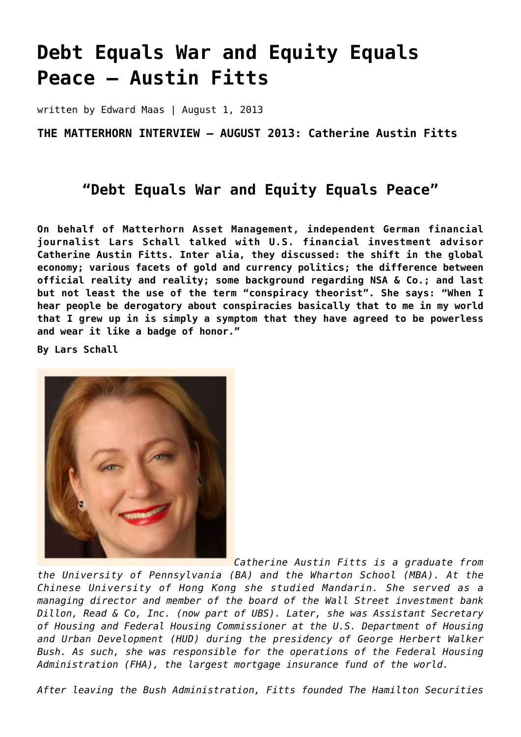# Debt Equals War and Equity Equals Peace – Austin Fitts

written by Edward Maas | August 1, 2013

**THE MATTERHORN INTERVIEW – AUGUST 2013: Catherine Austin Fitts**

## "Debt Equals War and Equity Equals Peace"

**On behalf of Matterhorn Asset Management, independent German financial journalist Lars Schall talked with U.S. financial investment advisor Catherine Austin Fitts. Inter alia, they discussed: the shift in the global economy; various facets of gold and currency politics; the difference between official reality and reality; some background regarding NSA & Co.; and last but not least the use of the term "conspiracy theorist". She says: "When I hear people be derogatory about conspiracies basically that to me in my world that I grew up in is simply a symptom that they have agreed to be powerless and wear it like a badge of honor."**

**By Lars Schall**

*Catherine Austin Fitts is a graduate from the University of Pennsylvania (BA) and the Wharton School (MBA). At the Chinese University of Hong Kong she studied Mandarin. She served as a managing director and member of the board of the Wall Street investment bank Dillon, Read & Co, Inc. (now part of UBS). Later, she was Assistant Secretary of Housing and Federal Housing Commissioner at the U.S. Department of Housing and Urban Development (HUD) during the presidency of George Herbert Walker Bush. As such, she was responsible for the operations of the Federal Housing Administration (FHA), the largest mortgage insurance fund of the world.*

*After leaving the Bush Administration, Fitts founded The Hamilton Securities*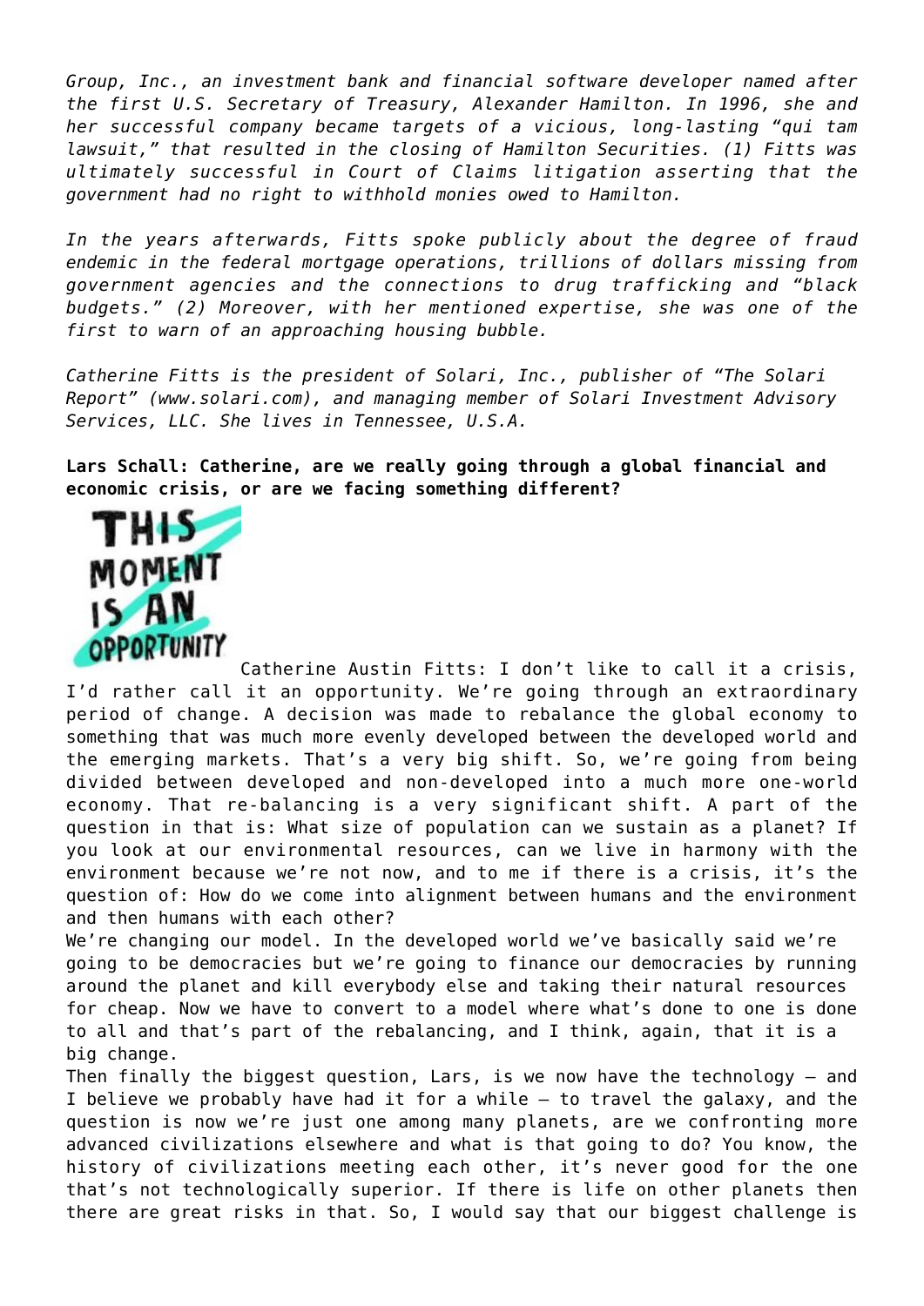*Group, Inc., an investment bank and financial software developer named after the first U.S. Secretary of Treasury, Alexander Hamilton. In 1996, she and her successful company became targets of a vicious, long-lasting "qui tam lawsuit," that resulted in the closing of Hamilton Securities. (1) Fitts was ultimately successful in Court of Claims litigation asserting that the government had no right to withhold monies owed to Hamilton.*

*In the years afterwards, Fitts spoke publicly about the degree of fraud endemic in the federal mortgage operations, trillions of dollars missing from government agencies and the connections to drug trafficking and "black budgets." (2) Moreover, with her mentioned expertise, she was one of the first to warn of an approaching housing bubble.*

*Catherine Fitts is the president of Solari, Inc., publisher of "The Solari Report" (www.solari.com), and managing member of Solari Investment Advisory Services, LLC. She lives in Tennessee, U.S.A.*

**Lars Schall: Catherine, are we really going through a global financial and economic crisis, or are we facing something different?**

THIS MOMENT IS AN OPPORTUNITY

Catherine Austin Fitts: I don't like to call it a crisis, I'd rather call it an opportunity. We're going through an extraordinary period of change. A decision was made to rebalance the global economy to something that was much more evenly developed between the developed world and the emerging markets. That's a very big shift. So, we're going from being divided between developed and non-developed into a much more one-world economy. That re-balancing is a very significant shift. A part of the question in that is: What size of population can we sustain as a planet? If you look at our environmental resources, can we live in harmony with the environment because we're not now, and to me if there is a crisis, it's the question of: How do we come into alignment between humans and the environment and then humans with each other?

We're changing our model. In the developed world we've basically said we're going to be democracies but we're going to finance our democracies by running around the planet and kill everybody else and taking their natural resources for cheap. Now we have to convert to a model where what's done to one is done to all and that's part of the rebalancing, and I think, again, that it is a big change.

Then finally the biggest question, Lars, is we now have the technology – and I believe we probably have had it for a while – to travel the galaxy, and the question is now we're just one among many planets, are we confronting more advanced civilizations elsewhere and what is that going to do? You know, the history of civilizations meeting each other, it's never good for the one that's not technologically superior. If there is life on other planets then there are great risks in that. So, I would say that our biggest challenge is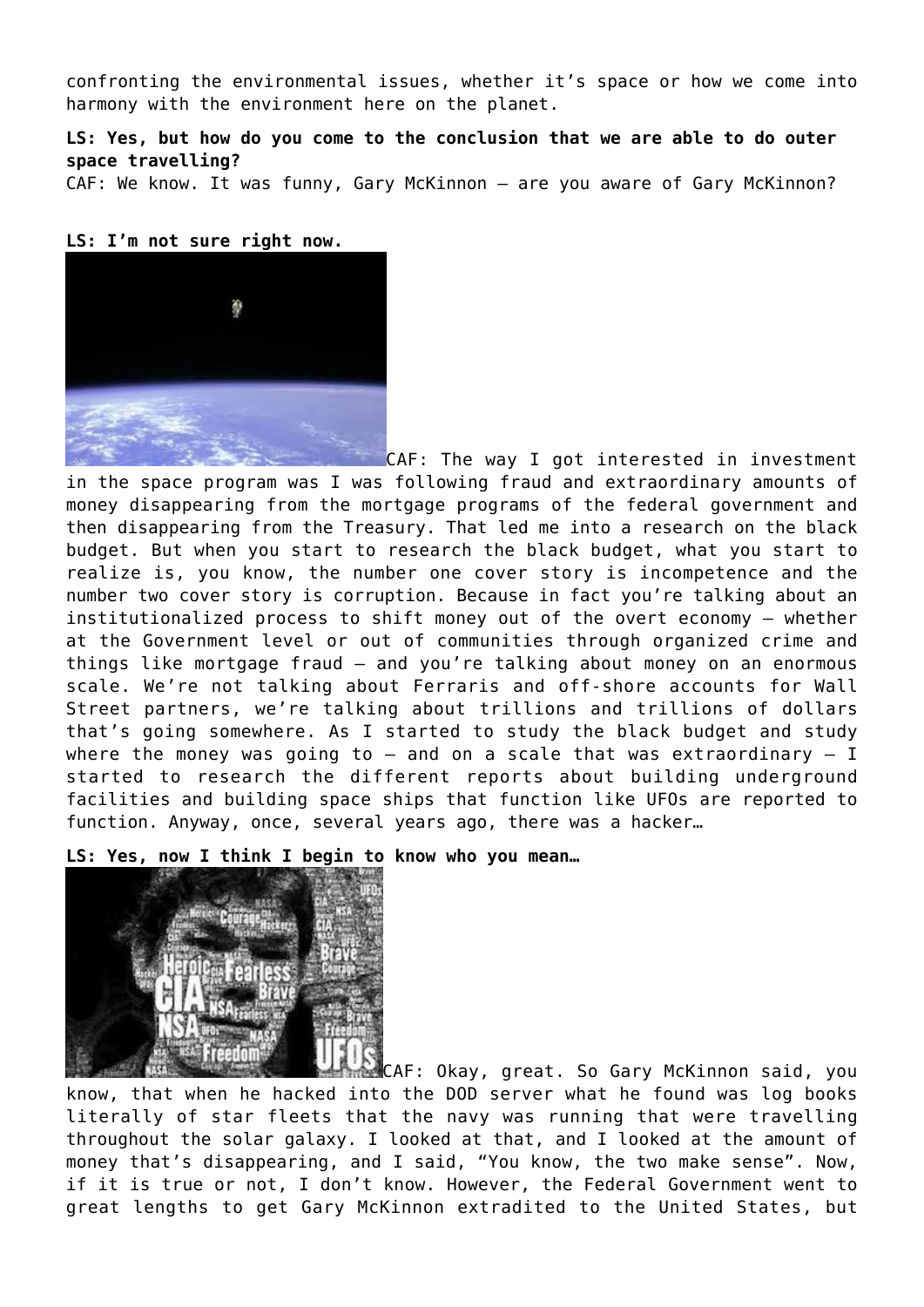confronting the environmental issues, whether it's space or how we come into harmony with the environment here on the planet.

**LS: Yes, but how do you come to the conclusion that we are able to do outer space travelling?**

CAF: We know. It was funny, Gary McKinnon – are you aware of Gary McKinnon?

**LS: I'm not sure right now.**

CAF: The way I got interested in investment in the space program was I was following fraud and extraordinary amounts of money disappearing from the mortgage programs of the federal government and then disappearing from the Treasury. That led me into a research on the black budget. But when you start to research the black budget, what you start to realize is, you know, the number one cover story is incompetence and the number two cover story is corruption. Because in fact you're talking about an institutionalized process to shift money out of the overt economy – whether at the Government level or out of communities through organized crime and things like mortgage fraud – and you're talking about money on an enormous scale. We're not talking about Ferraris and off-shore accounts for Wall Street partners, we're talking about trillions and trillions of dollars that's going somewhere. As I started to study the black budget and study where the money was going to – and on a scale that was extraordinary – I started to research the different reports about building underground facilities and building space ships that function like UFOs are reported to function. Anyway, once, several years ago, there was a hacker…

**LS: Yes, now I think I begin to know who you mean…**

CAF: Okay, great. So Gary McKinnon said, you know, that when he hacked into the DOD server what he found was log books literally of star fleets that the navy was running that were travelling throughout the solar galaxy. I looked at that, and I looked at the amount of money that's disappearing, and I said, "You know, the two make sense". Now, if it is true or not, I don't know. However, the Federal Government went to great lengths to get Gary McKinnon extradited to the United States, but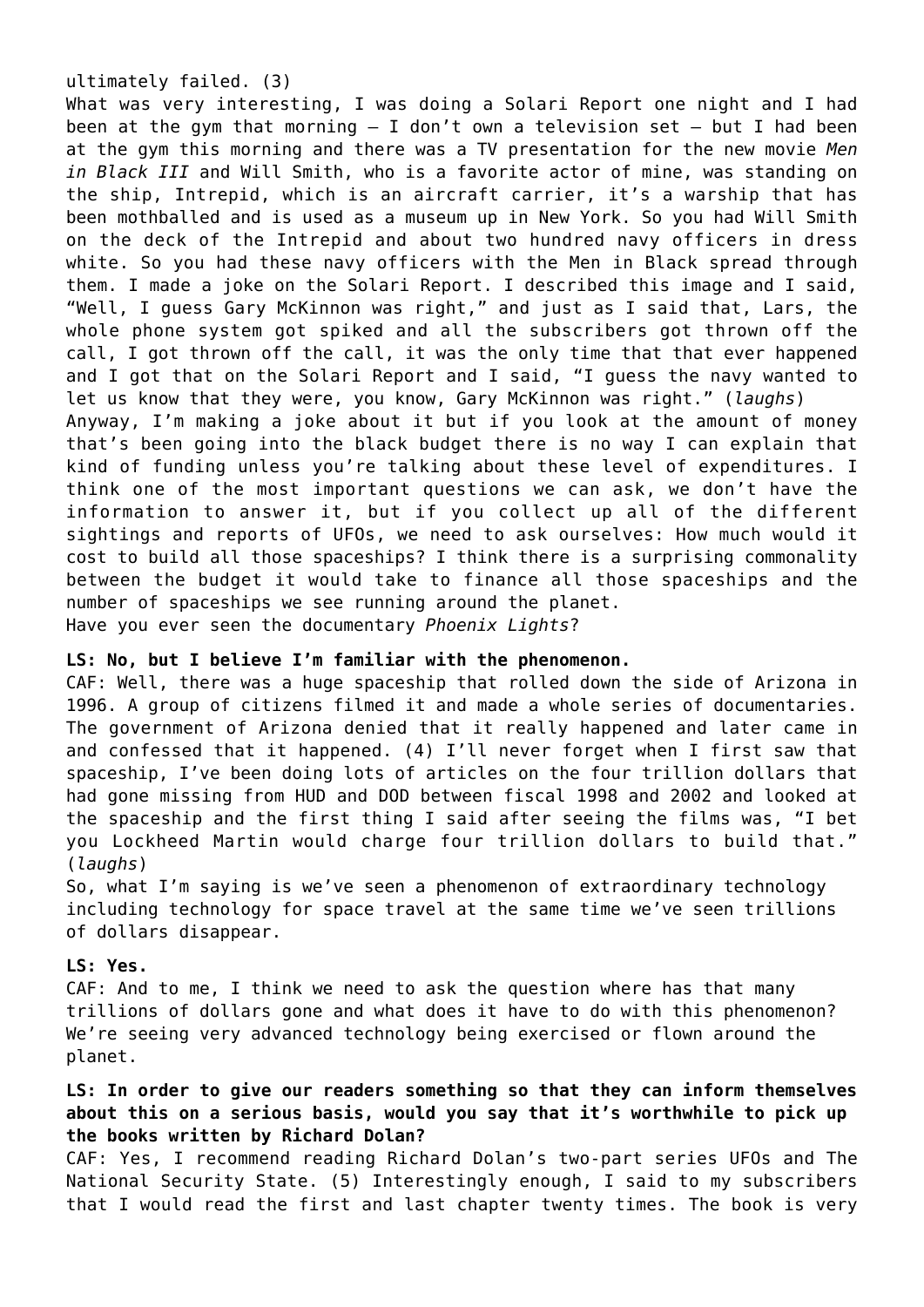ultimately failed. (3)

What was very interesting, I was doing a Solari Report one night and I had been at the gym that morning – I don't own a television set – but I had been at the gym this morning and there was a TV presentation for the new movie *Men in Black III* and Will Smith, who is a favorite actor of mine, was standing on the ship, Intrepid, which is an aircraft carrier, it's a warship that has been mothballed and is used as a museum up in New York. So you had Will Smith on the deck of the Intrepid and about two hundred navy officers in dress white. So you had these navy officers with the Men in Black spread through them. I made a joke on the Solari Report. I described this image and I said, "Well, I guess Gary McKinnon was right," and just as I said that, Lars, the whole phone system got spiked and all the subscribers got thrown off the call, I got thrown off the call, it was the only time that that ever happened and I got that on the Solari Report and I said, "I guess the navy wanted to let us know that they were, you know, Gary McKinnon was right." (*laughs*)

Anyway, I'm making a joke about it but if you look at the amount of money that's been going into the black budget there is no way I can explain that kind of funding unless you're talking about these level of expenditures. I think one of the most important questions we can ask, we don't have the information to answer it, but if you collect up all of the different sightings and reports of UFOs, we need to ask ourselves: How much would it cost to build all those spaceships? I think there is a surprising commonality between the budget it would take to finance all those spaceships and the number of spaceships we see running around the planet.

Have you ever seen the documentary *Phoenix Lights*?

**LS: No, but I believe I'm familiar with the phenomenon.**

CAF: Well, there was a huge spaceship that rolled down the side of Arizona in 1996. A group of citizens filmed it and made a whole series of documentaries. The government of Arizona denied that it really happened and later came in and confessed that it happened. (4) I'll never forget when I first saw that spaceship, I've been doing lots of articles on the four trillion dollars that had gone missing from HUD and DOD between fiscal 1998 and 2002 and looked at the spaceship and the first thing I said after seeing the films was, "I bet you Lockheed Martin would charge four trillion dollars to build that." (*laughs*)

So, what I'm saying is we've seen a phenomenon of extraordinary technology including technology for space travel at the same time we've seen trillions of dollars disappear.

**LS: Yes.**

CAF: And to me, I think we need to ask the question where has that many trillions of dollars gone and what does it have to do with this phenomenon? We're seeing very advanced technology being exercised or flown around the planet.

**LS: In order to give our readers something so that they can inform themselves about this on a serious basis, would you say that it's worthwhile to pick up the books written by Richard Dolan?**

CAF: Yes, I recommend reading Richard Dolan's two-part series UFOs and The National Security State. (5) Interestingly enough, I said to my subscribers that I would read the first and last chapter twenty times. The book is very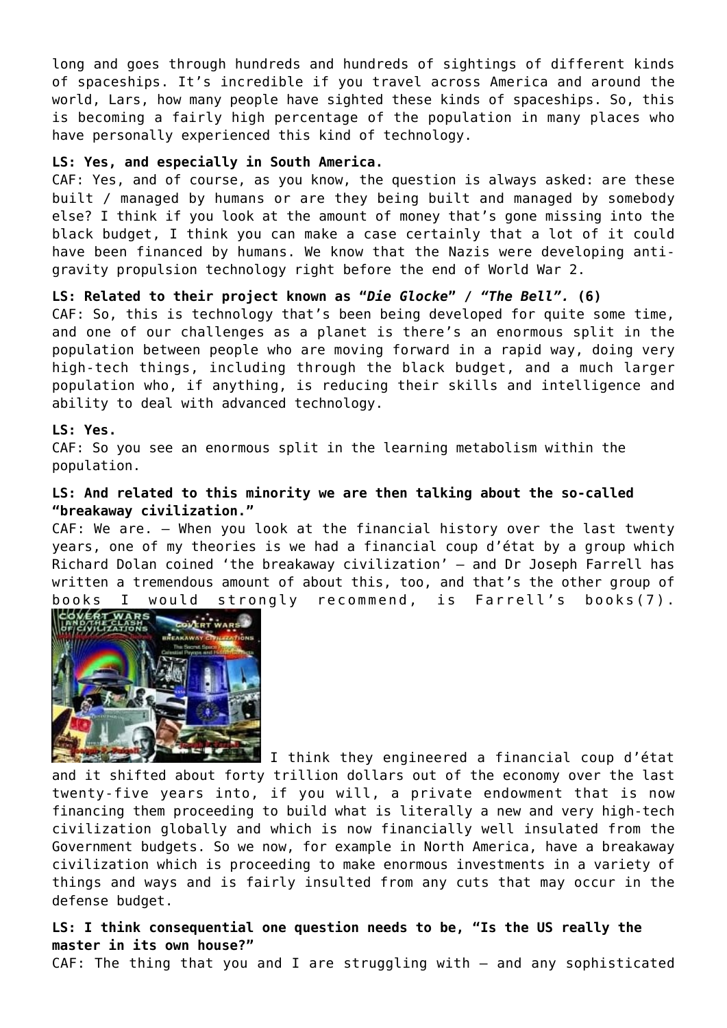long and goes through hundreds and hundreds of sightings of different kinds of spaceships. It's incredible if you travel across America and around the world, Lars, how many people have sighted these kinds of spaceships. So, this is becoming a fairly high percentage of the population in many places who have personally experienced this kind of technology.

**LS: Yes, and especially in South America.**

CAF: Yes, and of course, as you know, the question is always asked: are these built / managed by humans or are they being built and managed by somebody else? I think if you look at the amount of money that's gone missing into the black budget, I think you can make a case certainly that a lot of it could have been financed by humans. We know that the Nazis were developing anti-gravity propulsion technology right before the end of World War 2.

**LS: Related to their project known as "*Die Glocke*" / "*The Bell*". (6)**

CAF: So, this is technology that's been being developed for quite some time, and one of our challenges as a planet is there's an enormous split in the population between people who are moving forward in a rapid way, doing very high-tech things, including through the black budget, and a much larger population who, if anything, is reducing their skills and intelligence and ability to deal with advanced technology.

**LS: Yes.**

CAF: So you see an enormous split in the learning metabolism within the population.

**LS: And related to this minority we are then talking about the so-called "breakaway civilization."**

CAF: We are. – When you look at the financial history over the last twenty years, one of my theories is we had a financial coup d'état by a group which Richard Dolan coined 'the breakaway civilization' – and Dr Joseph Farrell has written a tremendous amount of about this, too, and that's the other group of books I would strongly recommend, is Farrell's books(7). I think they engineered a financial coup d'état and it shifted about forty trillion dollars out of the economy over the last twenty-five years into, if you will, a private endowment that is now financing them proceeding to build what is literally a new and very high-tech civilization globally and which is now financially well insulated from the Government budgets. So we now, for example in North America, have a breakaway civilization which is proceeding to make enormous investments in a variety of things and ways and is fairly insulted from any cuts that may occur in the defense budget.

**LS: I think consequential one question needs to be, "Is the US really the master in its own house?"**

CAF: The thing that you and I are struggling with – and any sophisticated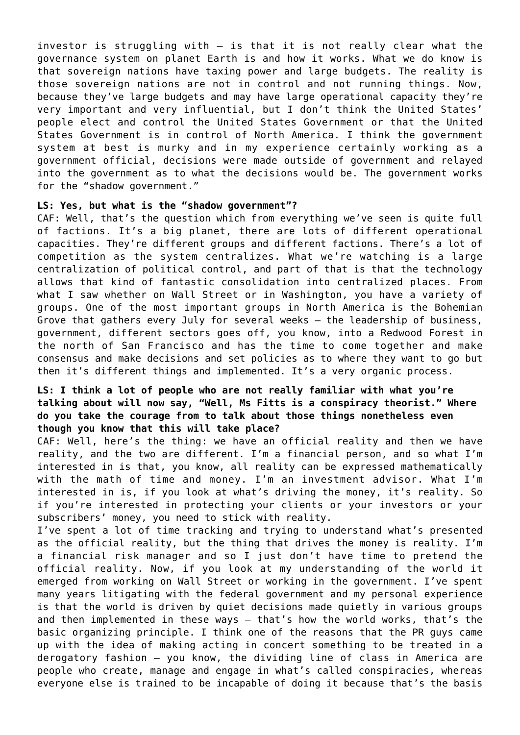investor is struggling with – is that it is not really clear what the governance system on planet Earth is and how it works. What we do know is that sovereign nations have taxing power and large budgets. The reality is those sovereign nations are not in control and not running things. Now, because they've large budgets and may have large operational capacity they're very important and very influential, but I don't think the United States' people elect and control the United States Government or that the United States Government is in control of North America. I think the government system at best is murky and in my experience certainly working as a government official, decisions were made outside of government and relayed into the government as to what the decisions would be. The government works for the "shadow government."

**LS: Yes, but what is the "shadow government"?**

CAF: Well, that's the question which from everything we've seen is quite full of factions. It's a big planet, there are lots of different operational capacities. They're different groups and different factions. There's a lot of competition as the system centralizes. What we're watching is a large centralization of political control, and part of that is that the technology allows that kind of fantastic consolidation into centralized places. From what I saw whether on Wall Street or in Washington, you have a variety of groups. One of the most important groups in North America is the Bohemian Grove that gathers every July for several weeks – the leadership of business, government, different sectors goes off, you know, into a Redwood Forest in the north of San Francisco and has the time to come together and make consensus and make decisions and set policies as to where they want to go but then it's different things and implemented. It's a very organic process.

**LS: I think a lot of people who are not really familiar with what you're talking about will now say, "Well, Ms Fitts is a conspiracy theorist." Where do you take the courage from to talk about those things nonetheless even though you know that this will take place?**

CAF: Well, here's the thing: we have an official reality and then we have reality, and the two are different. I'm a financial person, and so what I'm interested in is that, you know, all reality can be expressed mathematically with the math of time and money. I'm an investment advisor. What I'm interested in is, if you look at what's driving the money, it's reality. So if you're interested in protecting your clients or your investors or your subscribers' money, you need to stick with reality.

I've spent a lot of time tracking and trying to understand what's presented as the official reality, but the thing that drives the money is reality. I'm a financial risk manager and so I just don't have time to pretend the official reality. Now, if you look at my understanding of the world it emerged from working on Wall Street or working in the government. I've spent many years litigating with the federal government and my personal experience is that the world is driven by quiet decisions made quietly in various groups and then implemented in these ways – that's how the world works, that's the basic organizing principle. I think one of the reasons that the PR guys came up with the idea of making acting in concert something to be treated in a derogatory fashion – you know, the dividing line of class in America are people who create, manage and engage in what's called conspiracies, whereas everyone else is trained to be incapable of doing it because that's the basis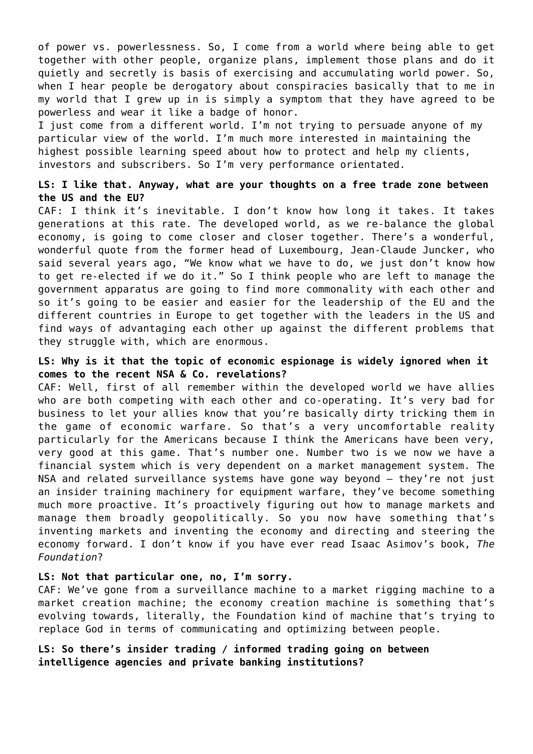of power vs. powerlessness. So, I come from a world where being able to get together with other people, organize plans, implement those plans and do it quietly and secretly is basis of exercising and accumulating world power. So, when I hear people be derogatory about conspiracies basically that to me in my world that I grew up in is simply a symptom that they have agreed to be powerless and wear it like a badge of honor.

I just come from a different world. I'm not trying to persuade anyone of my particular view of the world. I'm much more interested in maintaining the highest possible learning speed about how to protect and help my clients, investors and subscribers. So I'm very performance orientated.

**LS: I like that. Anyway, what are your thoughts on a free trade zone between the US and the EU?**

CAF: I think it's inevitable. I don't know how long it takes. It takes generations at this rate. The developed world, as we re-balance the global economy, is going to come closer and closer together. There's a wonderful, wonderful quote from the former head of Luxembourg, Jean-Claude Juncker, who said several years ago, "We know what we have to do, we just don't know how to get re-elected if we do it." So I think people who are left to manage the government apparatus are going to find more commonality with each other and so it's going to be easier and easier for the leadership of the EU and the different countries in Europe to get together with the leaders in the US and find ways of advantaging each other up against the different problems that they struggle with, which are enormous.

**LS: Why is it that the topic of economic espionage is widely ignored when it comes to the recent NSA & Co. revelations?**

CAF: Well, first of all remember within the developed world we have allies who are both competing with each other and co-operating. It's very bad for business to let your allies know that you're basically dirty tricking them in the game of economic warfare. So that's a very uncomfortable reality particularly for the Americans because I think the Americans have been very, very good at this game. That's number one. Number two is we now we have a financial system which is very dependent on a market management system. The NSA and related surveillance systems have gone way beyond – they're not just an insider training machinery for equipment warfare, they've become something much more proactive. It's proactively figuring out how to manage markets and manage them broadly geopolitically. So you now have something that's inventing markets and inventing the economy and directing and steering the economy forward. I don't know if you have ever read Isaac Asimov's book, *The Foundation*?

**LS: Not that particular one, no, I'm sorry.**

CAF: We've gone from a surveillance machine to a market rigging machine to a market creation machine; the economy creation machine is something that's evolving towards, literally, the Foundation kind of machine that's trying to replace God in terms of communicating and optimizing between people.

**LS: So there's insider trading / informed trading going on between intelligence agencies and private banking institutions?**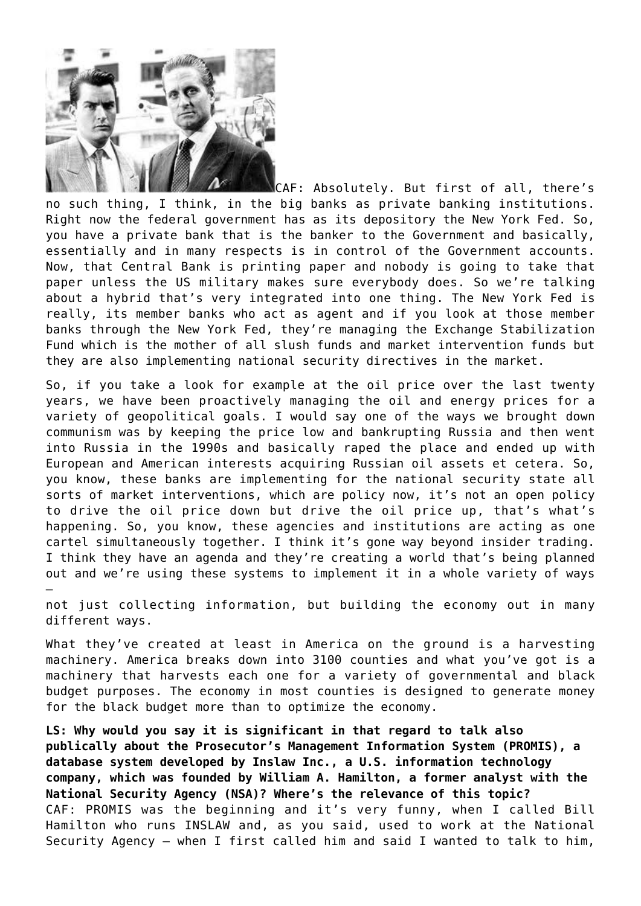CAF: Absolutely. But first of all, there's no such thing, I think, in the big banks as private banking institutions. Right now the federal government has as its depository the New York Fed. So, you have a private bank that is the banker to the Government and basically, essentially and in many respects is in control of the Government accounts. Now, that Central Bank is printing paper and nobody is going to take that paper unless the US military makes sure everybody does. So we're talking about a hybrid that's very integrated into one thing. The New York Fed is really, its member banks who act as agent and if you look at those member banks through the New York Fed, they're managing the Exchange Stabilization Fund which is the mother of all slush funds and market intervention funds but they are also implementing national security directives in the market.

So, if you take a look for example at the oil price over the last twenty years, we have been proactively managing the oil and energy prices for a variety of geopolitical goals. I would say one of the ways we brought down communism was by keeping the price low and bankrupting Russia and then went into Russia in the 1990s and basically raped the place and ended up with European and American interests acquiring Russian oil assets et cetera. So, you know, these banks are implementing for the national security state all sorts of market interventions, which are policy now, it's not an open policy to drive the oil price down but drive the oil price up, that's what's happening. So, you know, these agencies and institutions are acting as one cartel simultaneously together. I think it's gone way beyond insider trading. I think they have an agenda and they're creating a world that's being planned out and we're using these systems to implement it in a whole variety of ways – not just collecting information, but building the economy out in many different ways.

What they've created at least in America on the ground is a harvesting machinery. America breaks down into 3100 counties and what you've got is a machinery that harvests each one for a variety of governmental and black budget purposes. The economy in most counties is designed to generate money for the black budget more than to optimize the economy.

**LS: Why would you say it is significant in that regard to talk also publically about the Prosecutor's Management Information System (PROMIS), a database system developed by Inslaw Inc., a U.S. information technology company, which was founded by William A. Hamilton, a former analyst with the National Security Agency (NSA)? Where's the relevance of this topic?**

CAF: PROMIS was the beginning and it's very funny, when I called Bill Hamilton who runs INSLAW and, as you said, used to work at the National Security Agency – when I first called him and said I wanted to talk to him,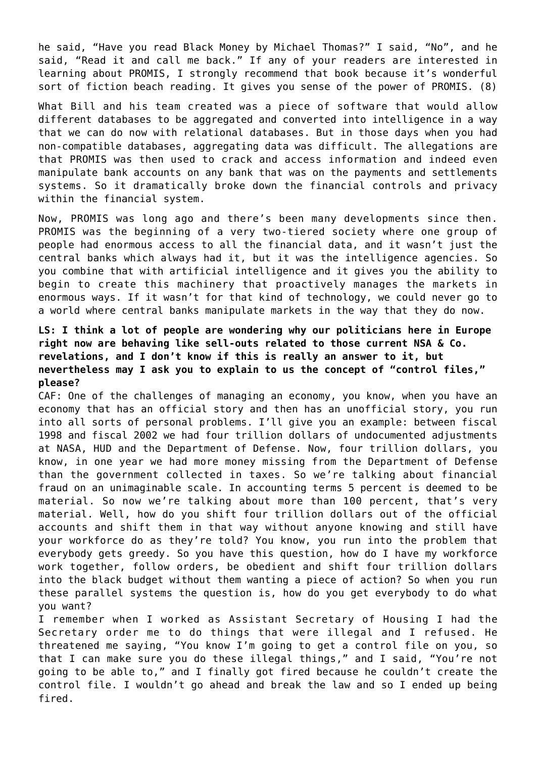he said, "Have you read Black Money by Michael Thomas?" I said, "No", and he said, "Read it and call me back." If any of your readers are interested in learning about PROMIS, I strongly recommend that book because it's wonderful sort of fiction beach reading. It gives you sense of the power of PROMIS. (8)

What Bill and his team created was a piece of software that would allow different databases to be aggregated and converted into intelligence in a way that we can do now with relational databases. But in those days when you had non-compatible databases, aggregating data was difficult. The allegations are that PROMIS was then used to crack and access information and indeed even manipulate bank accounts on any bank that was on the payments and settlements systems. So it dramatically broke down the financial controls and privacy within the financial system.

Now, PROMIS was long ago and there's been many developments since then. PROMIS was the beginning of a very two-tiered society where one group of people had enormous access to all the financial data, and it wasn't just the central banks which always had it, but it was the intelligence agencies. So you combine that with artificial intelligence and it gives you the ability to begin to create this machinery that proactively manages the markets in enormous ways. If it wasn't for that kind of technology, we could never go to a world where central banks manipulate markets in the way that they do now.

**LS: I think a lot of people are wondering why our politicians here in Europe right now are behaving like sell-outs related to those current NSA & Co. revelations, and I don't know if this is really an answer to it, but nevertheless may I ask you to explain to us the concept of "control files," please?**

CAF: One of the challenges of managing an economy, you know, when you have an economy that has an official story and then has an unofficial story, you run into all sorts of personal problems. I'll give you an example: between fiscal 1998 and fiscal 2002 we had four trillion dollars of undocumented adjustments at NASA, HUD and the Department of Defense. Now, four trillion dollars, you know, in one year we had more money missing from the Department of Defense than the government collected in taxes. So we're talking about financial fraud on an unimaginable scale. In accounting terms 5 percent is deemed to be material. So now we're talking about more than 100 percent, that's very material. Well, how do you shift four trillion dollars out of the official accounts and shift them in that way without anyone knowing and still have your workforce do as they're told? You know, you run into the problem that everybody gets greedy. So you have this question, how do I have my workforce work together, follow orders, be obedient and shift four trillion dollars into the black budget without them wanting a piece of action? So when you run these parallel systems the question is, how do you get everybody to do what you want?

I remember when I worked as Assistant Secretary of Housing I had the Secretary order me to do things that were illegal and I refused. He threatened me saying, "You know I'm going to get a control file on you, so that I can make sure you do these illegal things," and I said, "You're not going to be able to," and I finally got fired because he couldn't create the control file. I wouldn't go ahead and break the law and so I ended up being fired.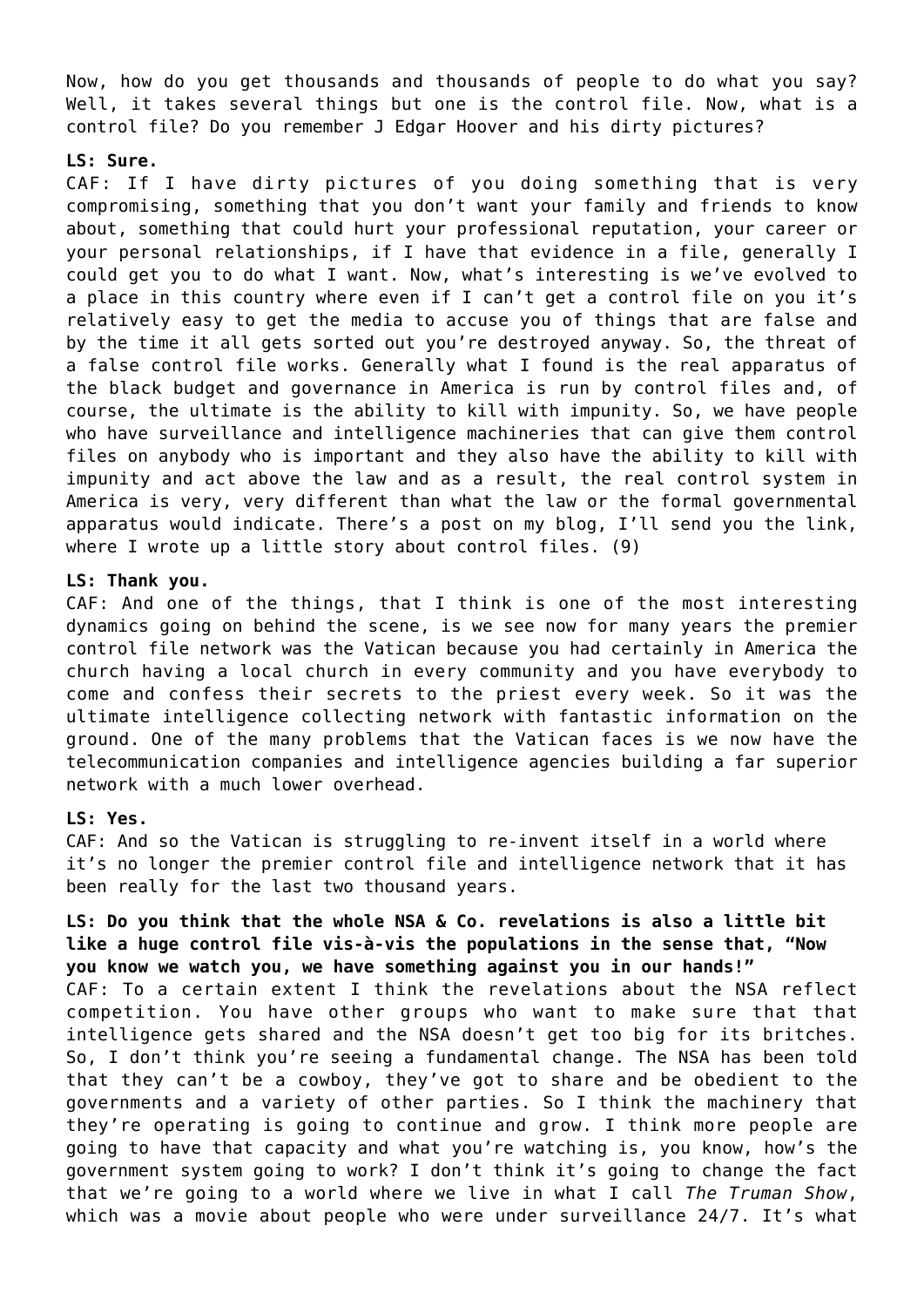Now, how do you get thousands and thousands of people to do what you say? Well, it takes several things but one is the control file. Now, what is a control file? Do you remember J Edgar Hoover and his dirty pictures?

**LS: Sure.**

CAF: If I have dirty pictures of you doing something that is very compromising, something that you don't want your family and friends to know about, something that could hurt your professional reputation, your career or your personal relationships, if I have that evidence in a file, generally I could get you to do what I want. Now, what's interesting is we've evolved to a place in this country where even if I can't get a control file on you it's relatively easy to get the media to accuse you of things that are false and by the time it all gets sorted out you're destroyed anyway. So, the threat of a false control file works. Generally what I found is the real apparatus of the black budget and governance in America is run by control files and, of course, the ultimate is the ability to kill with impunity. So, we have people who have surveillance and intelligence machineries that can give them control files on anybody who is important and they also have the ability to kill with impunity and act above the law and as a result, the real control system in America is very, very different than what the law or the formal governmental apparatus would indicate. There's a post on my blog, I'll send you the link, where I wrote up a little story about control files. (9)

**LS: Thank you.**

CAF: And one of the things, that I think is one of the most interesting dynamics going on behind the scene, is we see now for many years the premier control file network was the Vatican because you had certainly in America the church having a local church in every community and you have everybody to come and confess their secrets to the priest every week. So it was the ultimate intelligence collecting network with fantastic information on the ground. One of the many problems that the Vatican faces is we now have the telecommunication companies and intelligence agencies building a far superior network with a much lower overhead.

**LS: Yes.**

CAF: And so the Vatican is struggling to re-invent itself in a world where it's no longer the premier control file and intelligence network that it has been really for the last two thousand years.

**LS: Do you think that the whole NSA & Co. revelations is also a little bit like a huge control file vis-à-vis the populations in the sense that, "Now you know we watch you, we have something against you in our hands!"**

CAF: To a certain extent I think the revelations about the NSA reflect competition. You have other groups who want to make sure that that intelligence gets shared and the NSA doesn't get too big for its britches. So, I don't think you're seeing a fundamental change. The NSA has been told that they can't be a cowboy, they've got to share and be obedient to the governments and a variety of other parties. So I think the machinery that they're operating is going to continue and grow. I think more people are going to have that capacity and what you're watching is, you know, how's the government system going to work? I don't think it's going to change the fact that we're going to a world where we live in what I call *The Truman Show*, which was a movie about people who were under surveillance 24/7. It's what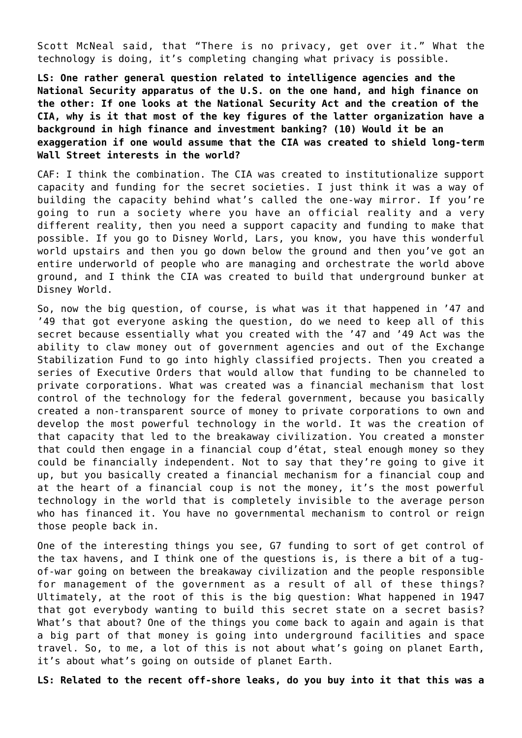Scott McNeal said, that “There is no privacy, get over it.” What the technology is doing, it’s completing changing what privacy is possible.

**LS: One rather general question related to intelligence agencies and the National Security apparatus of the U.S. on the one hand, and high finance on the other: If one looks at the National Security Act and the creation of the CIA, why is it that most of the key figures of the latter organization have a background in high finance and investment banking? (10) Would it be an exaggeration if one would assume that the CIA was created to shield long-term Wall Street interests in the world?**

CAF: I think the combination. The CIA was created to institutionalize support capacity and funding for the secret societies. I just think it was a way of building the capacity behind what’s called the one-way mirror. If you’re going to run a society where you have an official reality and a very different reality, then you need a support capacity and funding to make that possible. If you go to Disney World, Lars, you know, you have this wonderful world upstairs and then you go down below the ground and then you’ve got an entire underworld of people who are managing and orchestrate the world above ground, and I think the CIA was created to build that underground bunker at Disney World.

So, now the big question, of course, is what was it that happened in ’47 and ’49 that got everyone asking the question, do we need to keep all of this secret because essentially what you created with the ’47 and ’49 Act was the ability to claw money out of government agencies and out of the Exchange Stabilization Fund to go into highly classified projects. Then you created a series of Executive Orders that would allow that funding to be channeled to private corporations. What was created was a financial mechanism that lost control of the technology for the federal government, because you basically created a non-transparent source of money to private corporations to own and develop the most powerful technology in the world. It was the creation of that capacity that led to the breakaway civilization. You created a monster that could then engage in a financial coup d’état, steal enough money so they could be financially independent. Not to say that they’re going to give it up, but you basically created a financial mechanism for a financial coup and at the heart of a financial coup is not the money, it’s the most powerful technology in the world that is completely invisible to the average person who has financed it. You have no governmental mechanism to control or reign those people back in.

One of the interesting things you see, G7 funding to sort of get control of the tax havens, and I think one of the questions is, is there a bit of a tug-of-war going on between the breakaway civilization and the people responsible for management of the government as a result of all of these things? Ultimately, at the root of this is the big question: What happened in 1947 that got everybody wanting to build this secret state on a secret basis? What’s that about? One of the things you come back to again and again is that a big part of that money is going into underground facilities and space travel. So, to me, a lot of this is not about what’s going on planet Earth, it’s about what’s going on outside of planet Earth.

**LS: Related to the recent off-shore leaks, do you buy into it that this was a**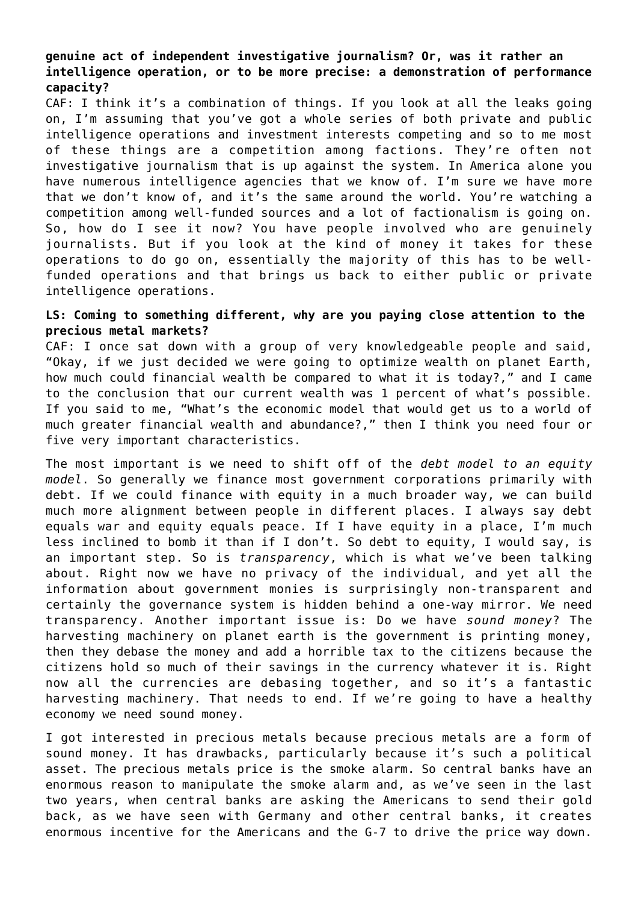**genuine act of independent investigative journalism? Or, was it rather an intelligence operation, or to be more precise: a demonstration of performance capacity?**

CAF: I think it's a combination of things. If you look at all the leaks going on, I'm assuming that you've got a whole series of both private and public intelligence operations and investment interests competing and so to me most of these things are a competition among factions. They're often not investigative journalism that is up against the system. In America alone you have numerous intelligence agencies that we know of. I'm sure we have more that we don't know of, and it's the same around the world. You're watching a competition among well-funded sources and a lot of factionalism is going on. So, how do I see it now? You have people involved who are genuinely journalists. But if you look at the kind of money it takes for these operations to do go on, essentially the majority of this has to be well-funded operations and that brings us back to either public or private intelligence operations.

**LS: Coming to something different, why are you paying close attention to the precious metal markets?**

CAF: I once sat down with a group of very knowledgeable people and said, "Okay, if we just decided we were going to optimize wealth on planet Earth, how much could financial wealth be compared to what it is today?," and I came to the conclusion that our current wealth was 1 percent of what's possible. If you said to me, "What's the economic model that would get us to a world of much greater financial wealth and abundance?," then I think you need four or five very important characteristics.

The most important is we need to shift off of the *debt model to an equity model*. So generally we finance most government corporations primarily with debt. If we could finance with equity in a much broader way, we can build much more alignment between people in different places. I always say debt equals war and equity equals peace. If I have equity in a place, I'm much less inclined to bomb it than if I don't. So debt to equity, I would say, is an important step. So is *transparency*, which is what we've been talking about. Right now we have no privacy of the individual, and yet all the information about government monies is surprisingly non-transparent and certainly the governance system is hidden behind a one-way mirror. We need transparency. Another important issue is: Do we have *sound money*? The harvesting machinery on planet earth is the government is printing money, then they debase the money and add a horrible tax to the citizens because the citizens hold so much of their savings in the currency whatever it is. Right now all the currencies are debasing together, and so it's a fantastic harvesting machinery. That needs to end. If we're going to have a healthy economy we need sound money.

I got interested in precious metals because precious metals are a form of sound money. It has drawbacks, particularly because it's such a political asset. The precious metals price is the smoke alarm. So central banks have an enormous reason to manipulate the smoke alarm and, as we've seen in the last two years, when central banks are asking the Americans to send their gold back, as we have seen with Germany and other central banks, it creates enormous incentive for the Americans and the G-7 to drive the price way down.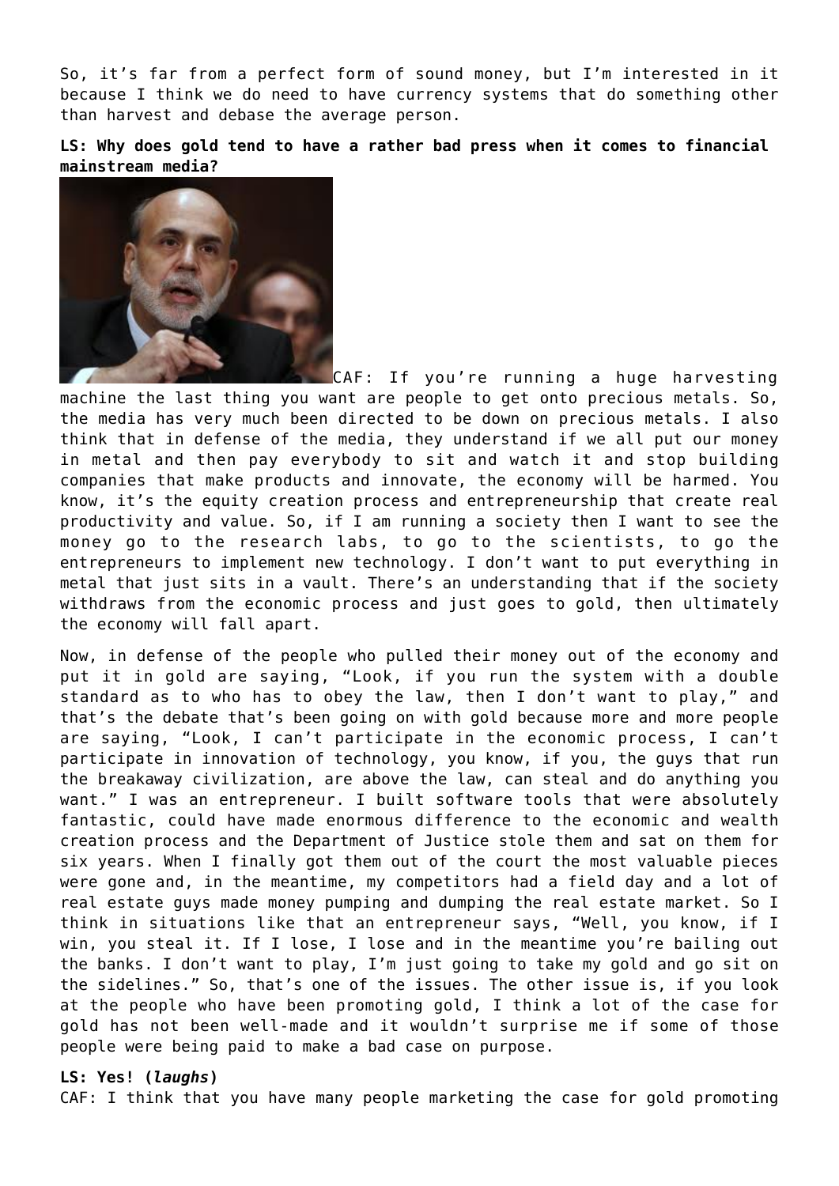So, it's far from a perfect form of sound money, but I'm interested in it because I think we do need to have currency systems that do something other than harvest and debase the average person.

**LS: Why does gold tend to have a rather bad press when it comes to financial mainstream media?**

CAF: If you're running a huge harvesting machine the last thing you want are people to get onto precious metals. So, the media has very much been directed to be down on precious metals. I also think that in defense of the media, they understand if we all put our money in metal and then pay everybody to sit and watch it and stop building companies that make products and innovate, the economy will be harmed. You know, it's the equity creation process and entrepreneurship that create real productivity and value. So, if I am running a society then I want to see the money go to the research labs, to go to the scientists, to go the entrepreneurs to implement new technology. I don't want to put everything in metal that just sits in a vault. There's an understanding that if the society withdraws from the economic process and just goes to gold, then ultimately the economy will fall apart.

Now, in defense of the people who pulled their money out of the economy and put it in gold are saying, "Look, if you run the system with a double standard as to who has to obey the law, then I don't want to play," and that's the debate that's been going on with gold because more and more people are saying, "Look, I can't participate in the economic process, I can't participate in innovation of technology, you know, if you, the guys that run the breakaway civilization, are above the law, can steal and do anything you want." I was an entrepreneur. I built software tools that were absolutely fantastic, could have made enormous difference to the economic and wealth creation process and the Department of Justice stole them and sat on them for six years. When I finally got them out of the court the most valuable pieces were gone and, in the meantime, my competitors had a field day and a lot of real estate guys made money pumping and dumping the real estate market. So I think in situations like that an entrepreneur says, "Well, you know, if I win, you steal it. If I lose, I lose and in the meantime you're bailing out the banks. I don't want to play, I'm just going to take my gold and go sit on the sidelines." So, that's one of the issues. The other issue is, if you look at the people who have been promoting gold, I think a lot of the case for gold has not been well-made and it wouldn't surprise me if some of those people were being paid to make a bad case on purpose.

**LS: Yes! (*laughs*)**

CAF: I think that you have many people marketing the case for gold promoting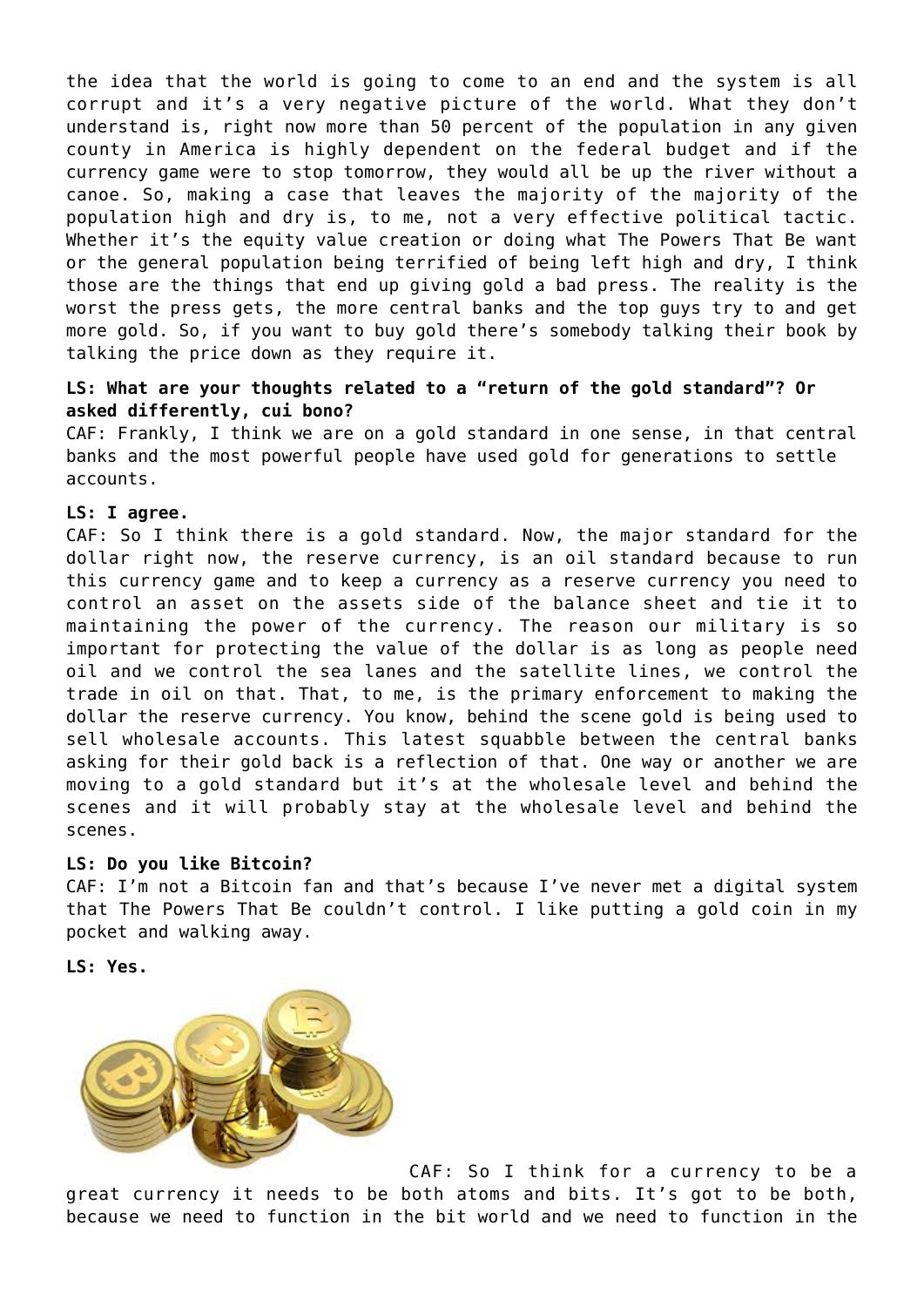the idea that the world is going to come to an end and the system is all corrupt and it's a very negative picture of the world. What they don't understand is, right now more than 50 percent of the population in any given county in America is highly dependent on the federal budget and if the currency game were to stop tomorrow, they would all be up the river without a canoe. So, making a case that leaves the majority of the majority of the population high and dry is, to me, not a very effective political tactic. Whether it's the equity value creation or doing what The Powers That Be want or the general population being terrified of being left high and dry, I think those are the things that end up giving gold a bad press. The reality is the worst the press gets, the more central banks and the top guys try to and get more gold. So, if you want to buy gold there's somebody talking their book by talking the price down as they require it.

**LS: What are your thoughts related to a "return of the gold standard"? Or asked differently, cui bono?**
CAF: Frankly, I think we are on a gold standard in one sense, in that central banks and the most powerful people have used gold for generations to settle accounts.

**LS: I agree.**
CAF: So I think there is a gold standard. Now, the major standard for the dollar right now, the reserve currency, is an oil standard because to run this currency game and to keep a currency as a reserve currency you need to control an asset on the assets side of the balance sheet and tie it to maintaining the power of the currency. The reason our military is so important for protecting the value of the dollar is as long as people need oil and we control the sea lanes and the satellite lines, we control the trade in oil on that. That, to me, is the primary enforcement to making the dollar the reserve currency. You know, behind the scene gold is being used to sell wholesale accounts. This latest squabble between the central banks asking for their gold back is a reflection of that. One way or another we are moving to a gold standard but it's at the wholesale level and behind the scenes and it will probably stay at the wholesale level and behind the scenes.

**LS: Do you like Bitcoin?**
CAF: I'm not a Bitcoin fan and that's because I've never met a digital system that The Powers That Be couldn't control. I like putting a gold coin in my pocket and walking away.

**LS: Yes.**

CAF: So I think for a currency to be a great currency it needs to be both atoms and bits. It's got to be both, because we need to function in the bit world and we need to function in the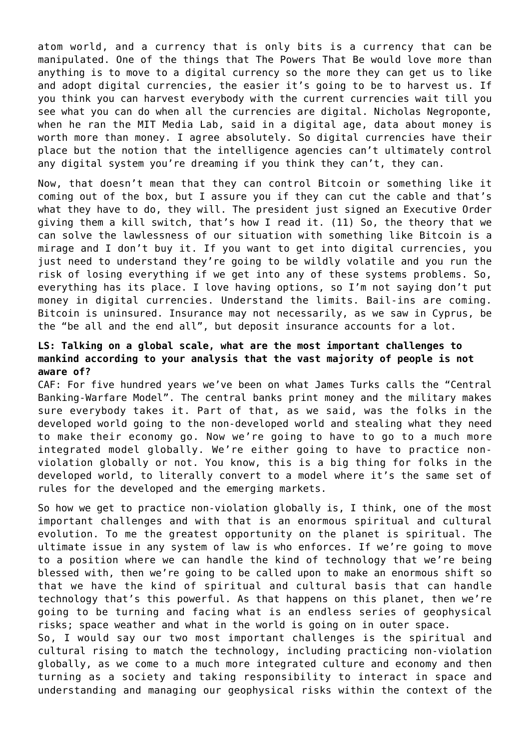atom world, and a currency that is only bits is a currency that can be manipulated. One of the things that The Powers That Be would love more than anything is to move to a digital currency so the more they can get us to like and adopt digital currencies, the easier it's going to be to harvest us. If you think you can harvest everybody with the current currencies wait till you see what you can do when all the currencies are digital. Nicholas Negroponte, when he ran the MIT Media Lab, said in a digital age, data about money is worth more than money. I agree absolutely. So digital currencies have their place but the notion that the intelligence agencies can't ultimately control any digital system you're dreaming if you think they can't, they can.

Now, that doesn't mean that they can control Bitcoin or something like it coming out of the box, but I assure you if they can cut the cable and that's what they have to do, they will. The president just signed an Executive Order giving them a kill switch, that's how I read it. (11) So, the theory that we can solve the lawlessness of our situation with something like Bitcoin is a mirage and I don't buy it. If you want to get into digital currencies, you just need to understand they're going to be wildly volatile and you run the risk of losing everything if we get into any of these systems problems. So, everything has its place. I love having options, so I'm not saying don't put money in digital currencies. Understand the limits. Bail-ins are coming. Bitcoin is uninsured. Insurance may not necessarily, as we saw in Cyprus, be the "be all and the end all", but deposit insurance accounts for a lot.

**LS: Talking on a global scale, what are the most important challenges to mankind according to your analysis that the vast majority of people is not aware of?**

CAF: For five hundred years we've been on what James Turks calls the "Central Banking-Warfare Model". The central banks print money and the military makes sure everybody takes it. Part of that, as we said, was the folks in the developed world going to the non-developed world and stealing what they need to make their economy go. Now we're going to have to go to a much more integrated model globally. We're either going to have to practice non-violation globally or not. You know, this is a big thing for folks in the developed world, to literally convert to a model where it's the same set of rules for the developed and the emerging markets.

So how we get to practice non-violation globally is, I think, one of the most important challenges and with that is an enormous spiritual and cultural evolution. To me the greatest opportunity on the planet is spiritual. The ultimate issue in any system of law is who enforces. If we're going to move to a position where we can handle the kind of technology that we're being blessed with, then we're going to be called upon to make an enormous shift so that we have the kind of spiritual and cultural basis that can handle technology that's this powerful. As that happens on this planet, then we're going to be turning and facing what is an endless series of geophysical risks; space weather and what in the world is going on in outer space.

So, I would say our two most important challenges is the spiritual and cultural rising to match the technology, including practicing non-violation globally, as we come to a much more integrated culture and economy and then turning as a society and taking responsibility to interact in space and understanding and managing our geophysical risks within the context of the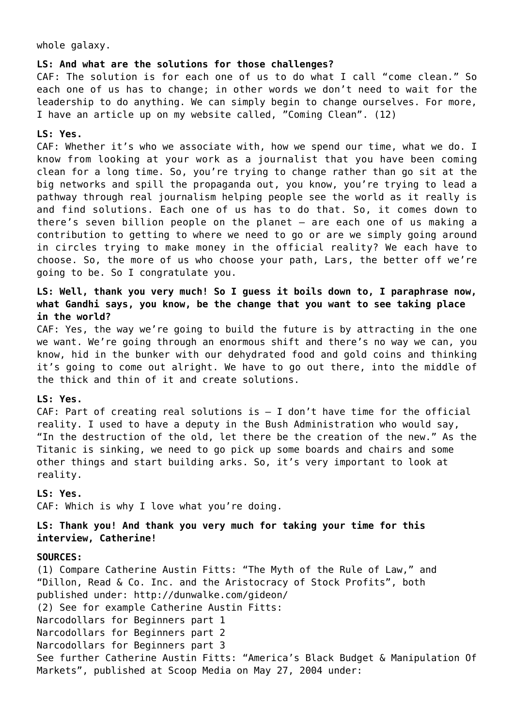whole galaxy.

**LS: And what are the solutions for those challenges?**

CAF: The solution is for each one of us to do what I call “come clean.” So each one of us has to change; in other words we don’t need to wait for the leadership to do anything. We can simply begin to change ourselves. For more, I have an article up on my website called, ”Coming Clean”. (12)

**LS: Yes.**

CAF: Whether it’s who we associate with, how we spend our time, what we do. I know from looking at your work as a journalist that you have been coming clean for a long time. So, you’re trying to change rather than go sit at the big networks and spill the propaganda out, you know, you’re trying to lead a pathway through real journalism helping people see the world as it really is and find solutions. Each one of us has to do that. So, it comes down to there’s seven billion people on the planet – are each one of us making a contribution to getting to where we need to go or are we simply going around in circles trying to make money in the official reality? We each have to choose. So, the more of us who choose your path, Lars, the better off we’re going to be. So I congratulate you.

**LS: Well, thank you very much! So I guess it boils down to, I paraphrase now, what Gandhi says, you know, be the change that you want to see taking place in the world?**

CAF: Yes, the way we’re going to build the future is by attracting in the one we want. We’re going through an enormous shift and there’s no way we can, you know, hid in the bunker with our dehydrated food and gold coins and thinking it’s going to come out alright. We have to go out there, into the middle of the thick and thin of it and create solutions.

**LS: Yes.**

CAF: Part of creating real solutions is – I don’t have time for the official reality. I used to have a deputy in the Bush Administration who would say, “In the destruction of the old, let there be the creation of the new.” As the Titanic is sinking, we need to go pick up some boards and chairs and some other things and start building arks. So, it’s very important to look at reality.

**LS: Yes.**

CAF: Which is why I love what you’re doing.

**LS: Thank you! And thank you very much for taking your time for this interview, Catherine!**

**SOURCES:**

(1) Compare Catherine Austin Fitts: “The Myth of the Rule of Law,” and “Dillon, Read & Co. Inc. and the Aristocracy of Stock Profits”, both published under: http://dunwalke.com/gideon/

(2) See for example Catherine Austin Fitts:
Narcodollars for Beginners part 1
Narcodollars for Beginners part 2
Narcodollars for Beginners part 3
See further Catherine Austin Fitts: “America’s Black Budget & Manipulation Of Markets”, published at Scoop Media on May 27, 2004 under: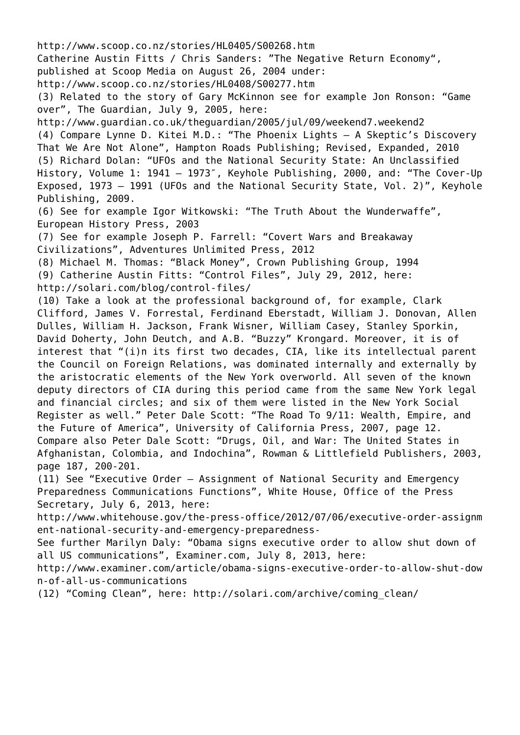http://www.scoop.co.nz/stories/HL0405/S00268.htm
Catherine Austin Fitts / Chris Sanders: ”The Negative Return Economy“, published at Scoop Media on August 26, 2004 under:
http://www.scoop.co.nz/stories/HL0408/S00277.htm

(3) Related to the story of Gary McKinnon see for example Jon Ronson: “Game over”, The Guardian, July 9, 2005, here:
http://www.guardian.co.uk/theguardian/2005/jul/09/weekend7.weekend2

(4) Compare Lynne D. Kitei M.D.: “The Phoenix Lights – A Skeptic’s Discovery That We Are Not Alone”, Hampton Roads Publishing; Revised, Expanded, 2010

(5) Richard Dolan: “UFOs and the National Security State: An Unclassified History, Volume 1: 1941 – 1973″, Keyhole Publishing, 2000, and: “The Cover-Up Exposed, 1973 – 1991 (UFOs and the National Security State, Vol. 2)”, Keyhole Publishing, 2009.

(6) See for example Igor Witkowski: “The Truth About the Wunderwaffe”, European History Press, 2003

(7) See for example Joseph P. Farrell: “Covert Wars and Breakaway Civilizations”, Adventures Unlimited Press, 2012

(8) Michael M. Thomas: “Black Money”, Crown Publishing Group, 1994

(9) Catherine Austin Fitts: “Control Files”, July 29, 2012, here:
http://solari.com/blog/control-files/

(10) Take a look at the professional background of, for example, Clark Clifford, James V. Forrestal, Ferdinand Eberstadt, William J. Donovan, Allen Dulles, William H. Jackson, Frank Wisner, William Casey, Stanley Sporkin, David Doherty, John Deutch, and A.B. “Buzzy” Krongard. Moreover, it is of interest that “(i)n its first two decades, CIA, like its intellectual parent the Council on Foreign Relations, was dominated internally and externally by the aristocratic elements of the New York overworld. All seven of the known deputy directors of CIA during this period came from the same New York legal and financial circles; and six of them were listed in the New York Social Register as well.” Peter Dale Scott: “The Road To 9/11: Wealth, Empire, and the Future of America”, University of California Press, 2007, page 12. Compare also Peter Dale Scott: “Drugs, Oil, and War: The United States in Afghanistan, Colombia, and Indochina”, Rowman & Littlefield Publishers, 2003, page 187, 200-201.

(11) See “Executive Order – Assignment of National Security and Emergency Preparedness Communications Functions”, White House, Office of the Press Secretary, July 6, 2013, here:
http://www.whitehouse.gov/the-press-office/2012/07/06/executive-order-assignment-national-security-and-emergency-preparedness-
See further Marilyn Daly: “Obama signs executive order to allow shut down of all US communications”, Examiner.com, July 8, 2013, here:
http://www.examiner.com/article/obama-signs-executive-order-to-allow-shut-down-of-all-us-communications

(12) “Coming Clean”, here: http://solari.com/archive/coming_clean/